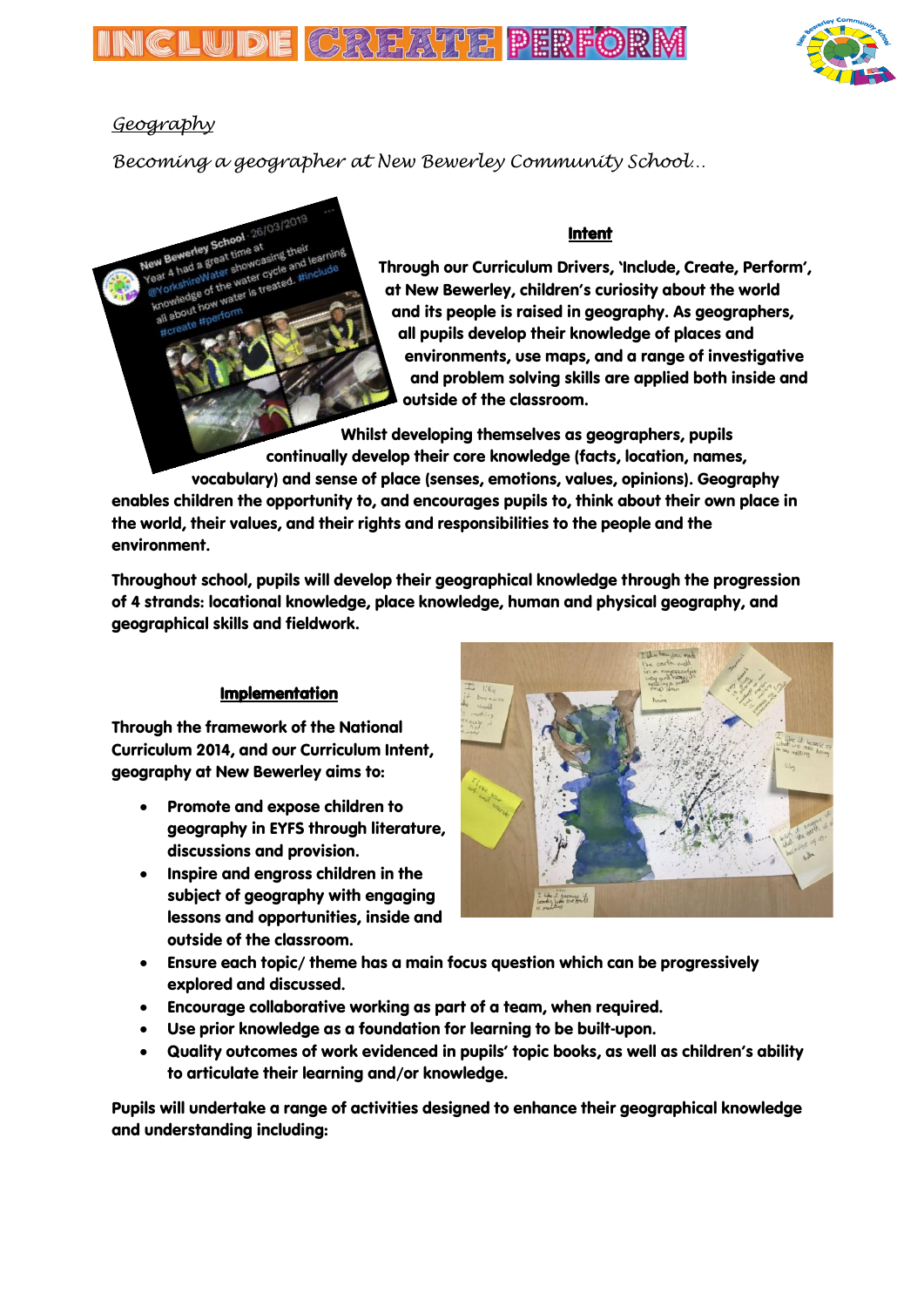# Geography

*Becoming a geographer at New Bewerley Community School…*

## Intent

**Through our Curriculum Drivers, 'Include, Create, Perform', at New Bewerley, children's curiosity about the world and its people is raised in geography. As geographers, all pupils develop their knowledge of places and environments, use maps, and a range of investigative and problem solving skills are applied both inside and outside of the classroom.**

**Whilst developing themselves as geographers, pupils continually develop their core knowledge (facts, location, names, vocabulary) and sense of place (senses, emotions, values, opinions). Geography enables children the opportunity to, and encourages pupils to, think about their own place in the world, their values, and their rights and responsibilities to the people and the environment.**

**Throughout school, pupils will develop their geographical knowledge through the progression of 4 strands: locational knowledge, place knowledge, human and physical geography, and geographical skills and fieldwork.**

## Implementation

**Through the framework of the National Curriculum 2014, and our Curriculum Intent, geography at New Bewerley aims to:**

- **Promote and expose children to geography in EYFS through literature, discussions and provision.**
- **Inspire and engross children in the subject of geography with engaging lessons and opportunities, inside and outside of the classroom.**
- **Ensure each topic/ theme has a main focus question which can be progressively explored and discussed.**
- **Encourage collaborative working as part of a team, when required.**
- **Use prior knowledge as a foundation for learning to be built-upon.**
- **Quality outcomes of work evidenced in pupils' topic books, as well as children's ability to articulate their learning and/or knowledge.**

**Pupils will undertake a range of activities designed to enhance their geographical knowledge and understanding including:**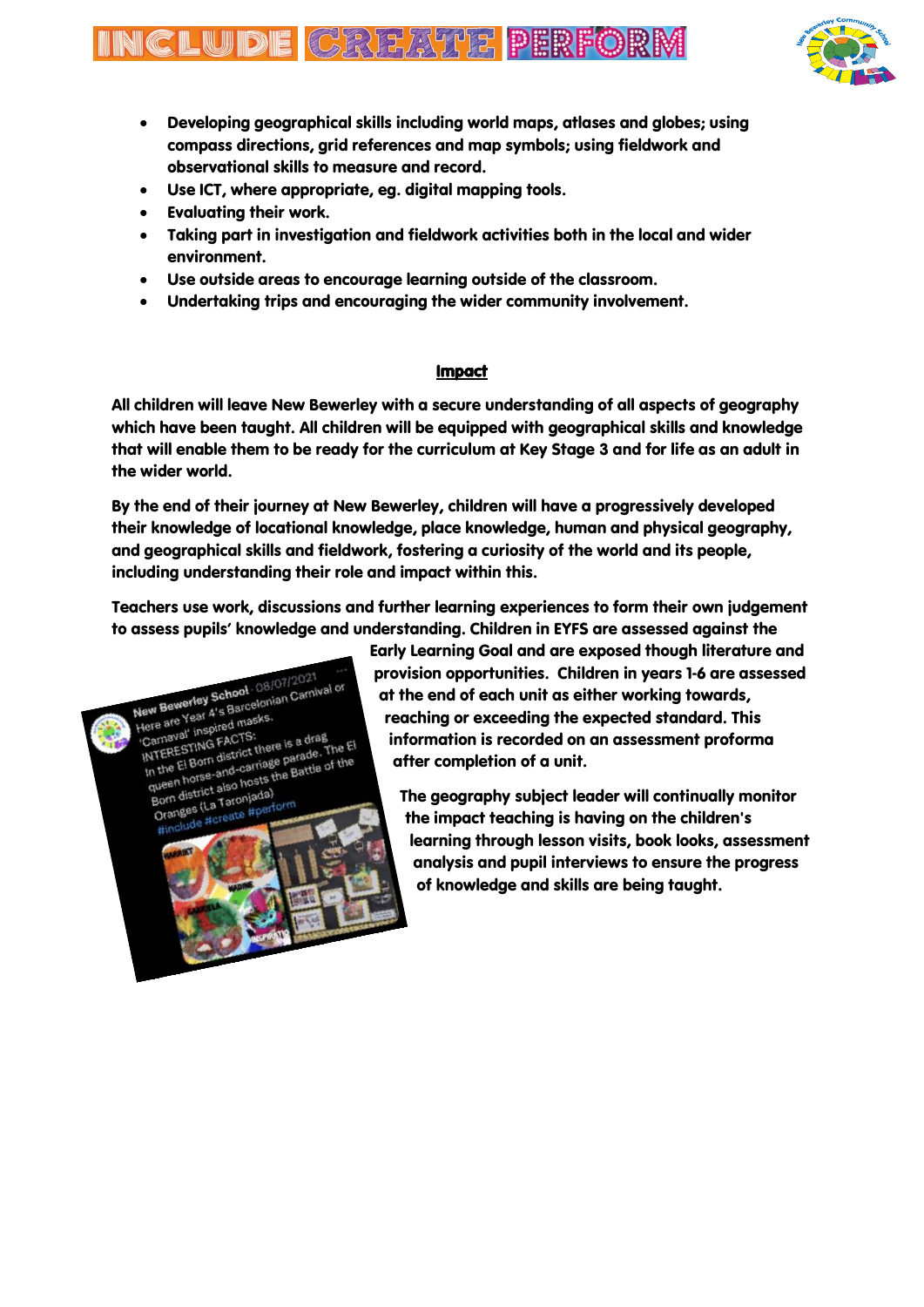- Developing geographical skills including world maps, atlases and globes; using compass directions, grid references and map symbols; using fieldwork and observational skills to measure and record.
- Use ICT, where appropriate, eg. digital mapping tools.
- Evaluating their work.
- Taking part in investigation and fieldwork activities both in the local and wider environment.
- Use outside areas to encourage learning outside of the classroom.
- Undertaking trips and encouraging the wider community involvement.

## Impact

All children will leave New Bewerley with a secure understanding of all aspects of geography which have been taught. All children will be equipped with geographical skills and knowledge that will enable them to be ready for the curriculum at Key Stage 3 and for life as an adult in the wider world.

By the end of their journey at New Bewerley, children will have a progressively developed their knowledge of locational knowledge, place knowledge, human and physical geography, and geographical skills and fieldwork, fostering a curiosity of the world and its people, including understanding their role and impact within this.

Teachers use work, discussions and further learning experiences to form their own judgement to assess pupils' knowledge and understanding. Children in EYFS are assessed against the Early Learning Goal and are exposed though literature and provision opportunities. Children in years 1-6 are assessed at the end of each unit as either working towards, reaching or exceeding the expected standard. This information is recorded on an assessment proforma after completion of a unit.

The geography subject leader will continually monitor the impact teaching is having on the children's learning through lesson visits, book looks, assessment analysis and pupil interviews to ensure the progress of knowledge and skills are being taught.